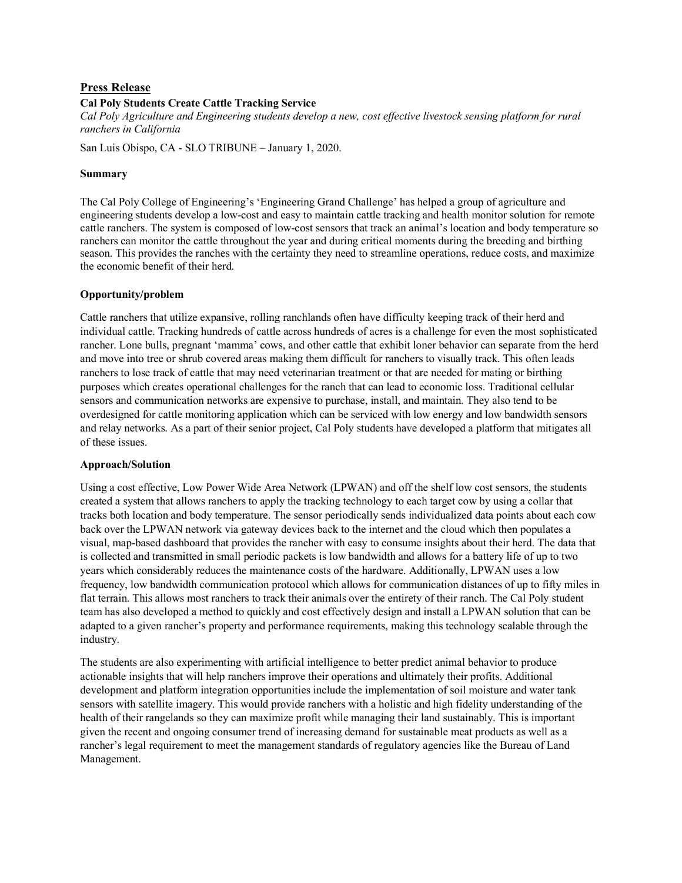## Press Release

**Cal Poly Students Create Cattle Tracking Service**

*Cal Poly Agriculture and Engineering students develop a new, cost effective livestock sensing platform for rural ranchers in California*

San Luis Obispo, CA - SLO TRIBUNE – January 1, 2020.

### Summary

The Cal Poly College of Engineering's 'Engineering Grand Challenge' has helped a group of agriculture and engineering students develop a low-cost and easy to maintain cattle tracking and health monitor solution for remote cattle ranchers. The system is composed of low-cost sensors that track an animal's location and body temperature so ranchers can monitor the cattle throughout the year and during critical moments during the breeding and birthing season. This provides the ranches with the certainty they need to streamline operations, reduce costs, and maximize the economic benefit of their herd.

### Opportunity/problem

Cattle ranchers that utilize expansive, rolling ranchlands often have difficulty keeping track of their herd and individual cattle. Tracking hundreds of cattle across hundreds of acres is a challenge for even the most sophisticated rancher. Lone bulls, pregnant 'mamma' cows, and other cattle that exhibit loner behavior can separate from the herd and move into tree or shrub covered areas making them difficult for ranchers to visually track. This often leads ranchers to lose track of cattle that may need veterinarian treatment or that are needed for mating or birthing purposes which creates operational challenges for the ranch that can lead to economic loss. Traditional cellular sensors and communication networks are expensive to purchase, install, and maintain. They also tend to be overdesigned for cattle monitoring application which can be serviced with low energy and low bandwidth sensors and relay networks. As a part of their senior project, Cal Poly students have developed a platform that mitigates all of these issues.

### Approach/Solution

Using a cost effective, Low Power Wide Area Network (LPWAN) and off the shelf low cost sensors, the students created a system that allows ranchers to apply the tracking technology to each target cow by using a collar that tracks both location and body temperature. The sensor periodically sends individualized data points about each cow back over the LPWAN network via gateway devices back to the internet and the cloud which then populates a visual, map-based dashboard that provides the rancher with easy to consume insights about their herd. The data that is collected and transmitted in small periodic packets is low bandwidth and allows for a battery life of up to two years which considerably reduces the maintenance costs of the hardware. Additionally, LPWAN uses a low frequency, low bandwidth communication protocol which allows for communication distances of up to fifty miles in flat terrain. This allows most ranchers to track their animals over the entirety of their ranch. The Cal Poly student team has also developed a method to quickly and cost effectively design and install a LPWAN solution that can be adapted to a given rancher's property and performance requirements, making this technology scalable through the industry.

The students are also experimenting with artificial intelligence to better predict animal behavior to produce actionable insights that will help ranchers improve their operations and ultimately their profits. Additional development and platform integration opportunities include the implementation of soil moisture and water tank sensors with satellite imagery. This would provide ranchers with a holistic and high fidelity understanding of the health of their rangelands so they can maximize profit while managing their land sustainably. This is important given the recent and ongoing consumer trend of increasing demand for sustainable meat products as well as a rancher's legal requirement to meet the management standards of regulatory agencies like the Bureau of Land Management.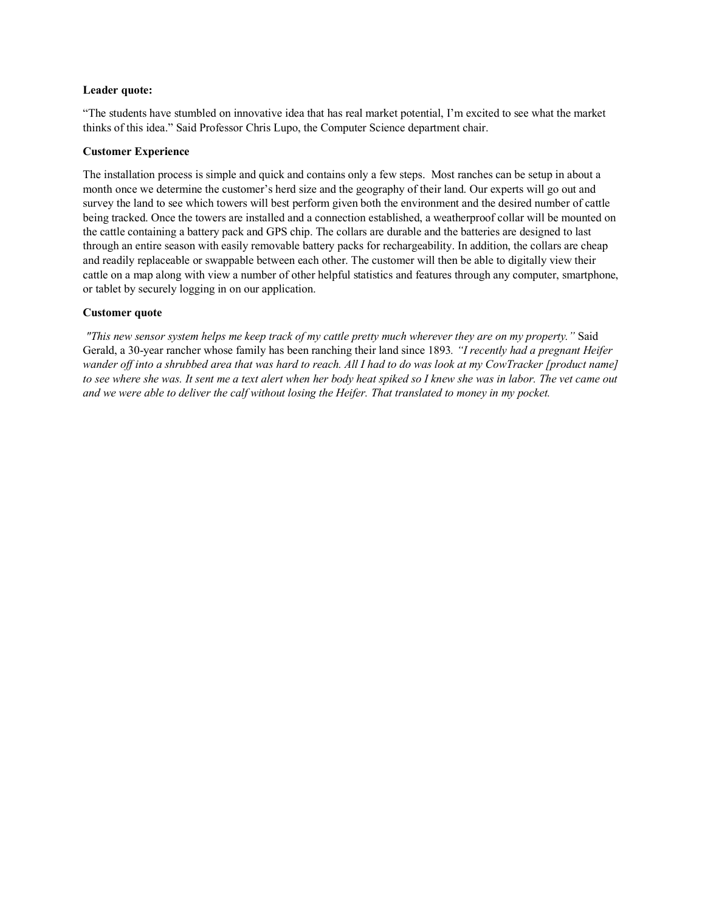**Leader quote:**

"The students have stumbled on innovative idea that has real market potential, I'm excited to see what the market thinks of this idea." Said Professor Chris Lupo, the Computer Science department chair.

**Customer Experience**

The installation process is simple and quick and contains only a few steps. Most ranches can be setup in about a month once we determine the customer's herd size and the geography of their land. Our experts will go out and survey the land to see which towers will best perform given both the environment and the desired number of cattle being tracked. Once the towers are installed and a connection established, a weatherproof collar will be mounted on the cattle containing a battery pack and GPS chip. The collars are durable and the batteries are designed to last through an entire season with easily removable battery packs for rechargeability. In addition, the collars are cheap and readily replaceable or swappable between each other. The customer will then be able to digitally view their cattle on a map along with view a number of other helpful statistics and features through any computer, smartphone, or tablet by securely logging in on our application.

**Customer quote**

*"This new sensor system helps me keep track of my cattle pretty much wherever they are on my property."* Said Gerald, a 30-year rancher whose family has been ranching their land since 1893*. "I recently had a pregnant Heifer wander off into a shrubbed area that was hard to reach. All I had to do was look at my CowTracker [product name] to see where she was. It sent me a text alert when her body heat spiked so I knew she was in labor. The vet came out and we were able to deliver the calf without losing the Heifer. That translated to money in my pocket.*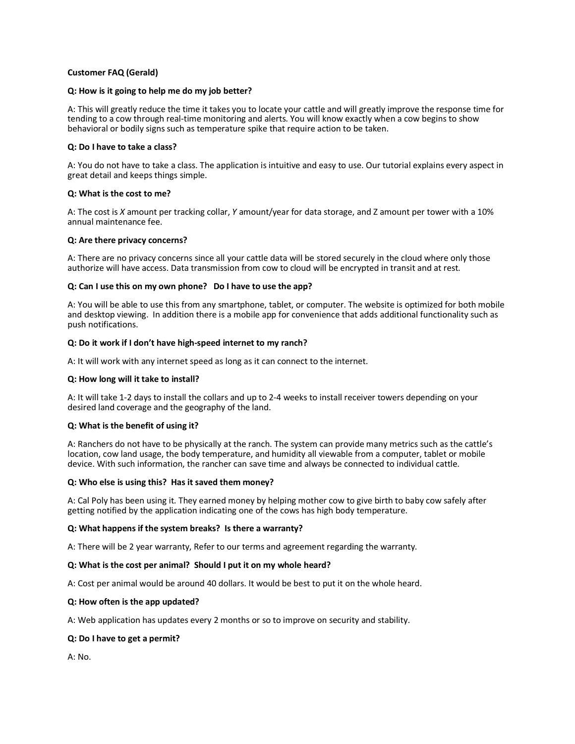**Customer FAQ (Gerald)**

**Q: How is it going to help me do my job better?**

A: This will greatly reduce the time it takes you to locate your cattle and will greatly improve the response time for tending to a cow through real-time monitoring and alerts. You will know exactly when a cow begins to show behavioral or bodily signs such as temperature spike that require action to be taken.

**Q: Do I have to take a class?**

A: You do not have to take a class. The application is intuitive and easy to use. Our tutorial explains every aspect in great detail and keeps things simple.

**Q: What is the cost to me?**

A: The cost is *X* amount per tracking collar, *Y* amount/year for data storage, and Z amount per tower with a 10% annual maintenance fee.

**Q: Are there privacy concerns?**

A: There are no privacy concerns since all your cattle data will be stored securely in the cloud where only those authorize will have access. Data transmission from cow to cloud will be encrypted in transit and at rest.

**Q: Can I use this on my own phone? Do I have to use the app?**

A: You will be able to use this from any smartphone, tablet, or computer. The website is optimized for both mobile and desktop viewing. In addition there is a mobile app for convenience that adds additional functionality such as push notifications.

**Q: Do it work if I don't have high-speed internet to my ranch?**

A: It will work with any internet speed as long as it can connect to the internet.

**Q: How long will it take to install?**

A: It will take 1-2 days to install the collars and up to 2-4 weeks to install receiver towers depending on your desired land coverage and the geography of the land.

**Q: What is the benefit of using it?**

A: Ranchers do not have to be physically at the ranch. The system can provide many metrics such as the cattle's location, cow land usage, the body temperature, and humidity all viewable from a computer, tablet or mobile device. With such information, the rancher can save time and always be connected to individual cattle.

**Q: Who else is using this? Has it saved them money?**

A: Cal Poly has been using it. They earned money by helping mother cow to give birth to baby cow safely after getting notified by the application indicating one of the cows has high body temperature.

**Q: What happens if the system breaks? Is there a warranty?**

A: There will be 2 year warranty, Refer to our terms and agreement regarding the warranty.

**Q: What is the cost per animal? Should I put it on my whole heard?**

A: Cost per animal would be around 40 dollars. It would be best to put it on the whole heard.

**Q: How often is the app updated?**

A: Web application has updates every 2 months or so to improve on security and stability.

**Q: Do I have to get a permit?**

A: No.